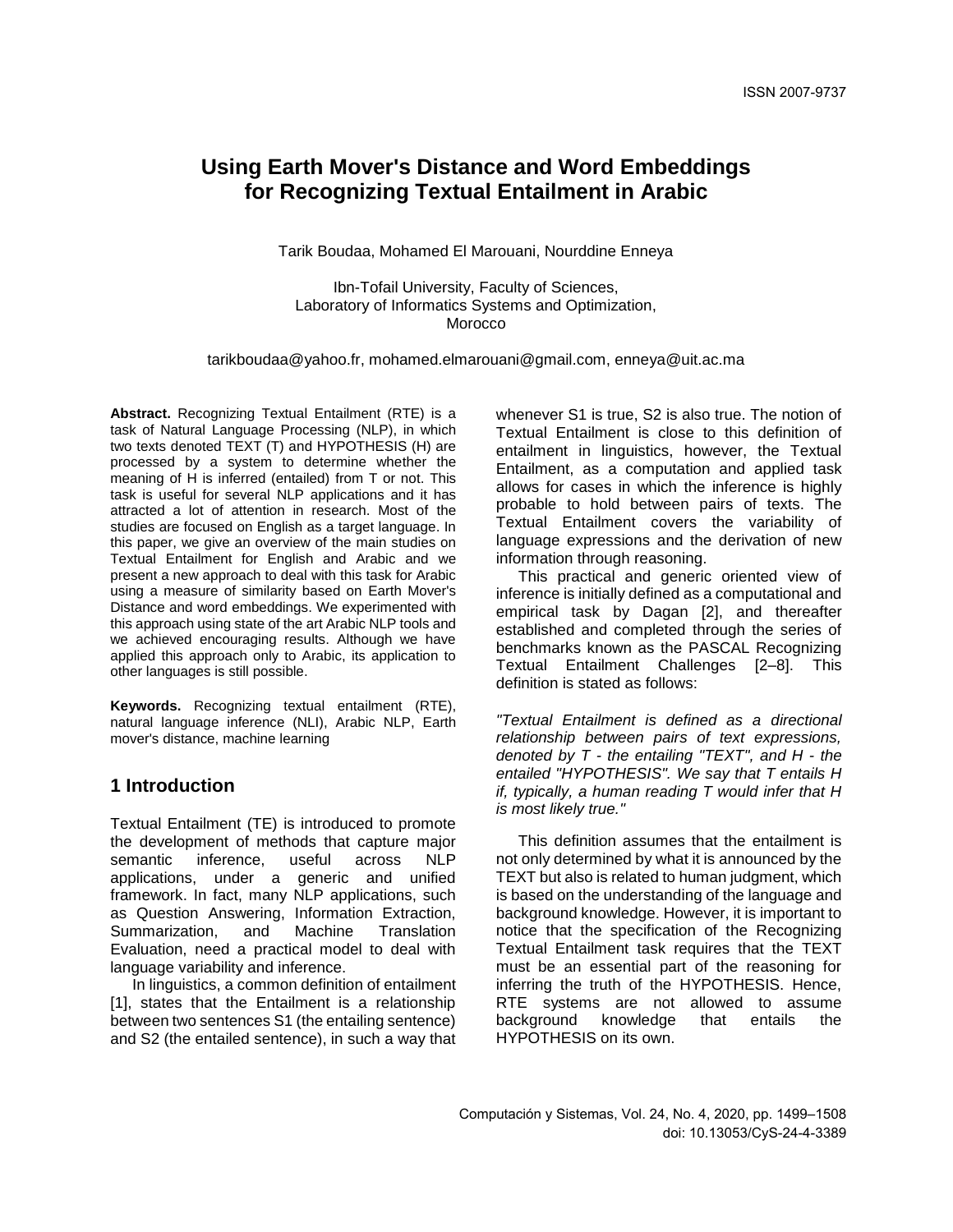# Using Earth Mover's Distance and Word Embeddings for Recognizing Textual Entailment in Arabic

Tarik Boudaa, Mohamed El Marouani, Nourddine Enneya

Ibn-Tofail University, Faculty of Sciences,
Laboratory of Informatics Systems and Optimization,
Morocco

tarikboudaa@yahoo.fr, mohamed.elmarouani@gmail.com, enneya@uit.ac.ma

**Abstract.** Recognizing Textual Entailment (RTE) is a task of Natural Language Processing (NLP), in which two texts denoted TEXT (T) and HYPOTHESIS (H) are processed by a system to determine whether the meaning of H is inferred (entailed) from T or not. This task is useful for several NLP applications and it has attracted a lot of attention in research. Most of the studies are focused on English as a target language. In this paper, we give an overview of the main studies on Textual Entailment for English and Arabic and we present a new approach to deal with this task for Arabic using a measure of similarity based on Earth Mover's Distance and word embeddings. We experimented with this approach using state of the art Arabic NLP tools and we achieved encouraging results. Although we have applied this approach only to Arabic, its application to other languages is still possible.

**Keywords.** Recognizing textual entailment (RTE), natural language inference (NLI), Arabic NLP, Earth mover's distance, machine learning

## 1 Introduction

Textual Entailment (TE) is introduced to promote the development of methods that capture major semantic inference, useful across NLP applications, under a generic and unified framework. In fact, many NLP applications, such as Question Answering, Information Extraction, Summarization, and Machine Translation Evaluation, need a practical model to deal with language variability and inference.

In linguistics, a common definition of entailment [1], states that the Entailment is a relationship between two sentences S1 (the entailing sentence) and S2 (the entailed sentence), in such a way that whenever S1 is true, S2 is also true. The notion of Textual Entailment is close to this definition of entailment in linguistics, however, the Textual Entailment, as a computation and applied task allows for cases in which the inference is highly probable to hold between pairs of texts. The Textual Entailment covers the variability of language expressions and the derivation of new information through reasoning.

This practical and generic oriented view of inference is initially defined as a computational and empirical task by Dagan [2], and thereafter established and completed through the series of benchmarks known as the PASCAL Recognizing Textual Entailment Challenges [2–8]. This definition is stated as follows:

*"Textual Entailment is defined as a directional relationship between pairs of text expressions, denoted by T - the entailing "TEXT", and H - the entailed "HYPOTHESIS". We say that T entails H if, typically, a human reading T would infer that H is most likely true."*

This definition assumes that the entailment is not only determined by what it is announced by the TEXT but also is related to human judgment, which is based on the understanding of the language and background knowledge. However, it is important to notice that the specification of the Recognizing Textual Entailment task requires that the TEXT must be an essential part of the reasoning for inferring the truth of the HYPOTHESIS. Hence, RTE systems are not allowed to assume background knowledge that entails the HYPOTHESIS on its own.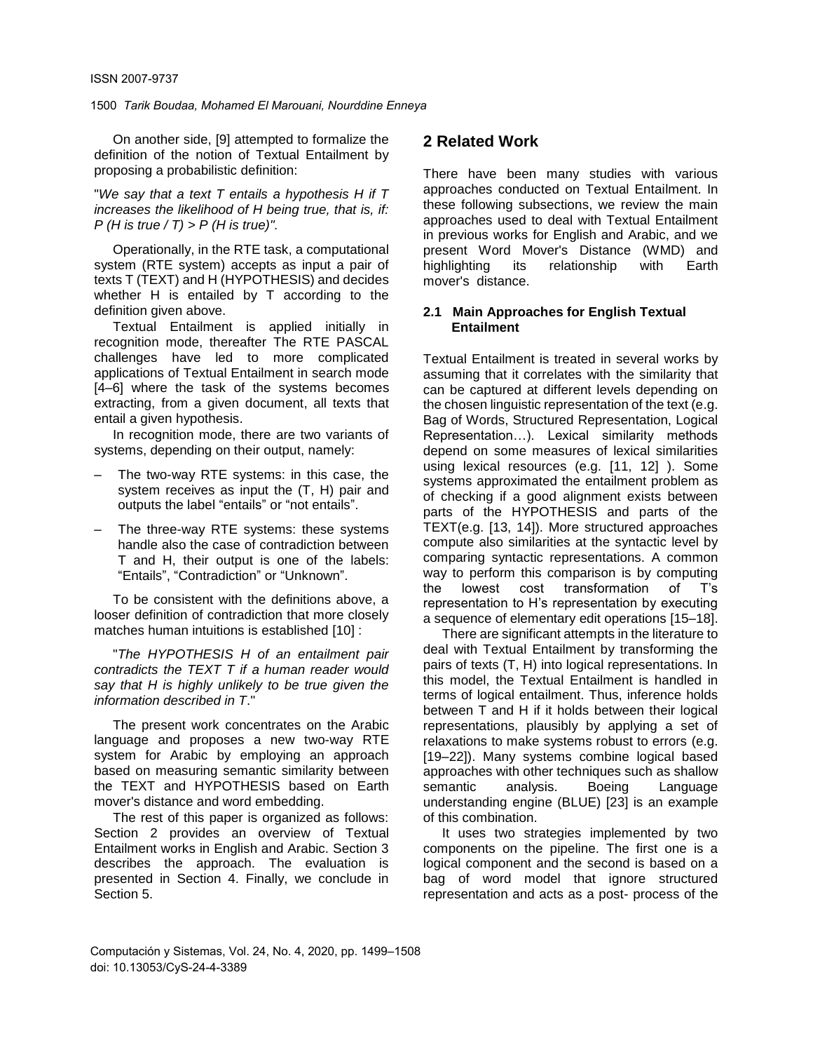On another side, [9] attempted to formalize the definition of the notion of Textual Entailment by proposing a probabilistic definition:

"*We say that a text T entails a hypothesis H if T increases the likelihood of H being true, that is, if: P (H is true / T) > P (H is true)".*

Operationally, in the RTE task, a computational system (RTE system) accepts as input a pair of texts T (TEXT) and H (HYPOTHESIS) and decides whether H is entailed by T according to the definition given above.

Textual Entailment is applied initially in recognition mode, thereafter The RTE PASCAL challenges have led to more complicated applications of Textual Entailment in search mode [4–6] where the task of the systems becomes extracting, from a given document, all texts that entail a given hypothesis.

In recognition mode, there are two variants of systems, depending on their output, namely:

- The two-way RTE systems: in this case, the system receives as input the (T, H) pair and outputs the label "entails" or "not entails".
- The three-way RTE systems: these systems handle also the case of contradiction between T and H, their output is one of the labels: "Entails", "Contradiction" or "Unknown".

To be consistent with the definitions above, a looser definition of contradiction that more closely matches human intuitions is established [10] :

"*The HYPOTHESIS H of an entailment pair contradicts the TEXT T if a human reader would say that H is highly unlikely to be true given the information described in T*."

The present work concentrates on the Arabic language and proposes a new two-way RTE system for Arabic by employing an approach based on measuring semantic similarity between the TEXT and HYPOTHESIS based on Earth mover's distance and word embedding.

The rest of this paper is organized as follows: Section 2 provides an overview of Textual Entailment works in English and Arabic. Section 3 describes the approach. The evaluation is presented in Section 4. Finally, we conclude in Section 5.

## 2 Related Work

There have been many studies with various approaches conducted on Textual Entailment. In these following subsections, we review the main approaches used to deal with Textual Entailment in previous works for English and Arabic, and we present Word Mover's Distance (WMD) and highlighting its relationship with Earth mover's distance.

### 2.1 Main Approaches for English Textual Entailment

Textual Entailment is treated in several works by assuming that it correlates with the similarity that can be captured at different levels depending on the chosen linguistic representation of the text (e.g. Bag of Words, Structured Representation, Logical Representation…). Lexical similarity methods depend on some measures of lexical similarities using lexical resources (e.g. [11, 12] ). Some systems approximated the entailment problem as of checking if a good alignment exists between parts of the HYPOTHESIS and parts of the TEXT(e.g. [13, 14]). More structured approaches compute also similarities at the syntactic level by comparing syntactic representations. A common way to perform this comparison is by computing the lowest cost transformation of T's representation to H's representation by executing a sequence of elementary edit operations [15–18].

There are significant attempts in the literature to deal with Textual Entailment by transforming the pairs of texts (T, H) into logical representations. In this model, the Textual Entailment is handled in terms of logical entailment. Thus, inference holds between T and H if it holds between their logical representations, plausibly by applying a set of relaxations to make systems robust to errors (e.g. [19–22]). Many systems combine logical based approaches with other techniques such as shallow semantic analysis. Boeing Language understanding engine (BLUE) [23] is an example of this combination.

It uses two strategies implemented by two components on the pipeline. The first one is a logical component and the second is based on a bag of word model that ignore structured representation and acts as a post- process of the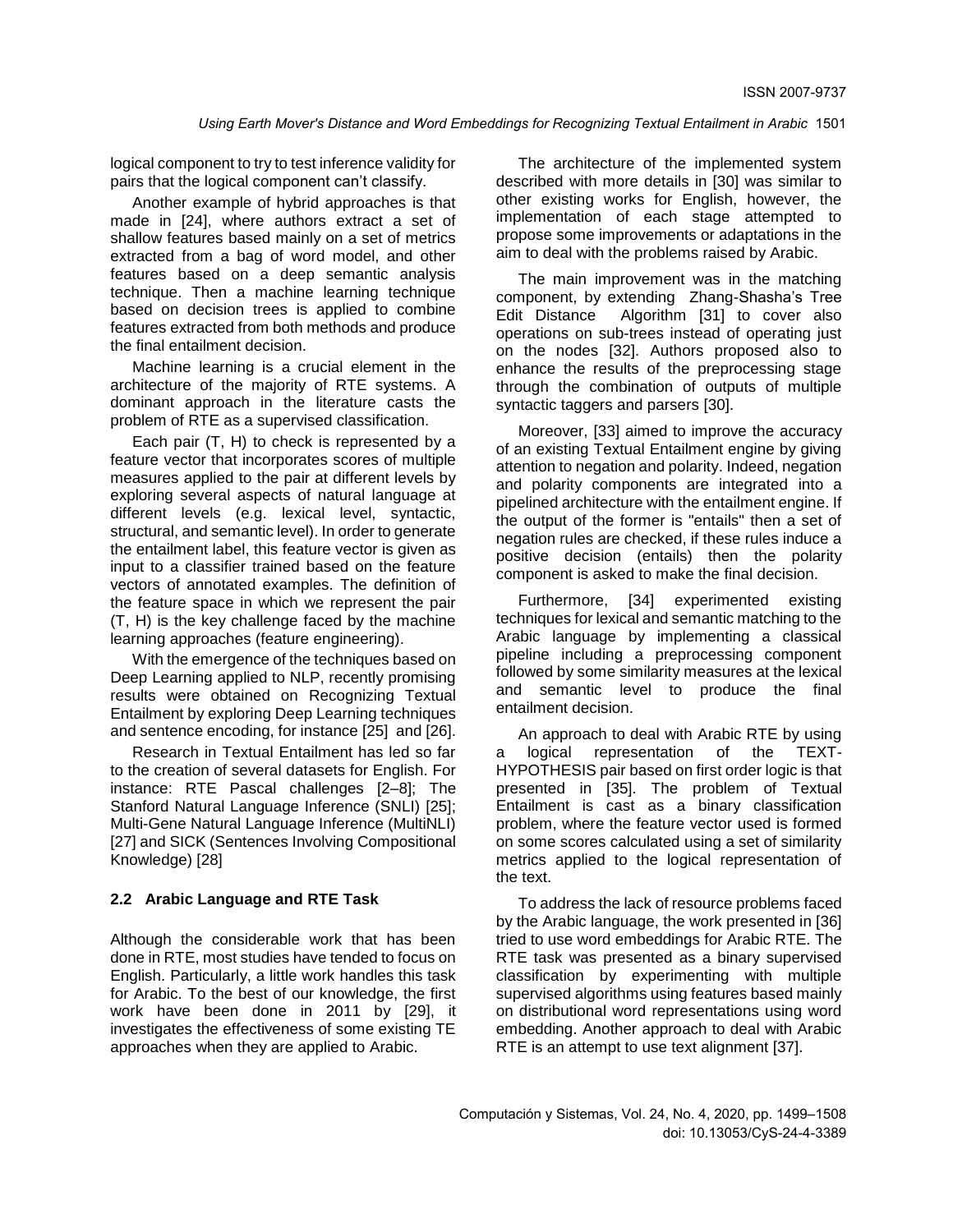logical component to try to test inference validity for pairs that the logical component can't classify.

Another example of hybrid approaches is that made in [24], where authors extract a set of shallow features based mainly on a set of metrics extracted from a bag of word model, and other features based on a deep semantic analysis technique. Then a machine learning technique based on decision trees is applied to combine features extracted from both methods and produce the final entailment decision.

Machine learning is a crucial element in the architecture of the majority of RTE systems. A dominant approach in the literature casts the problem of RTE as a supervised classification.

Each pair (T, H) to check is represented by a feature vector that incorporates scores of multiple measures applied to the pair at different levels by exploring several aspects of natural language at different levels (e.g. lexical level, syntactic, structural, and semantic level). In order to generate the entailment label, this feature vector is given as input to a classifier trained based on the feature vectors of annotated examples. The definition of the feature space in which we represent the pair (T, H) is the key challenge faced by the machine learning approaches (feature engineering).

With the emergence of the techniques based on Deep Learning applied to NLP, recently promising results were obtained on Recognizing Textual Entailment by exploring Deep Learning techniques and sentence encoding, for instance [25] and [26].

Research in Textual Entailment has led so far to the creation of several datasets for English. For instance: RTE Pascal challenges [2–8]; The Stanford Natural Language Inference (SNLI) [25]; Multi-Gene Natural Language Inference (MultiNLI) [27] and SICK (Sentences Involving Compositional Knowledge) [28]

### 2.2 Arabic Language and RTE Task

Although the considerable work that has been done in RTE, most studies have tended to focus on English. Particularly, a little work handles this task for Arabic. To the best of our knowledge, the first work have been done in 2011 by [29], it investigates the effectiveness of some existing TE approaches when they are applied to Arabic.

The architecture of the implemented system described with more details in [30] was similar to other existing works for English, however, the implementation of each stage attempted to propose some improvements or adaptations in the aim to deal with the problems raised by Arabic.

The main improvement was in the matching component, by extending Zhang-Shasha's Tree Edit Distance Algorithm [31] to cover also operations on sub-trees instead of operating just on the nodes [32]. Authors proposed also to enhance the results of the preprocessing stage through the combination of outputs of multiple syntactic taggers and parsers [30].

Moreover, [33] aimed to improve the accuracy of an existing Textual Entailment engine by giving attention to negation and polarity. Indeed, negation and polarity components are integrated into a pipelined architecture with the entailment engine. If the output of the former is "entails" then a set of negation rules are checked, if these rules induce a positive decision (entails) then the polarity component is asked to make the final decision.

Furthermore, [34] experimented existing techniques for lexical and semantic matching to the Arabic language by implementing a classical pipeline including a preprocessing component followed by some similarity measures at the lexical and semantic level to produce the final entailment decision.

An approach to deal with Arabic RTE by using a logical representation of the TEXT-HYPOTHESIS pair based on first order logic is that presented in [35]. The problem of Textual Entailment is cast as a binary classification problem, where the feature vector used is formed on some scores calculated using a set of similarity metrics applied to the logical representation of the text.

To address the lack of resource problems faced by the Arabic language, the work presented in [36] tried to use word embeddings for Arabic RTE. The RTE task was presented as a binary supervised classification by experimenting with multiple supervised algorithms using features based mainly on distributional word representations using word embedding. Another approach to deal with Arabic RTE is an attempt to use text alignment [37].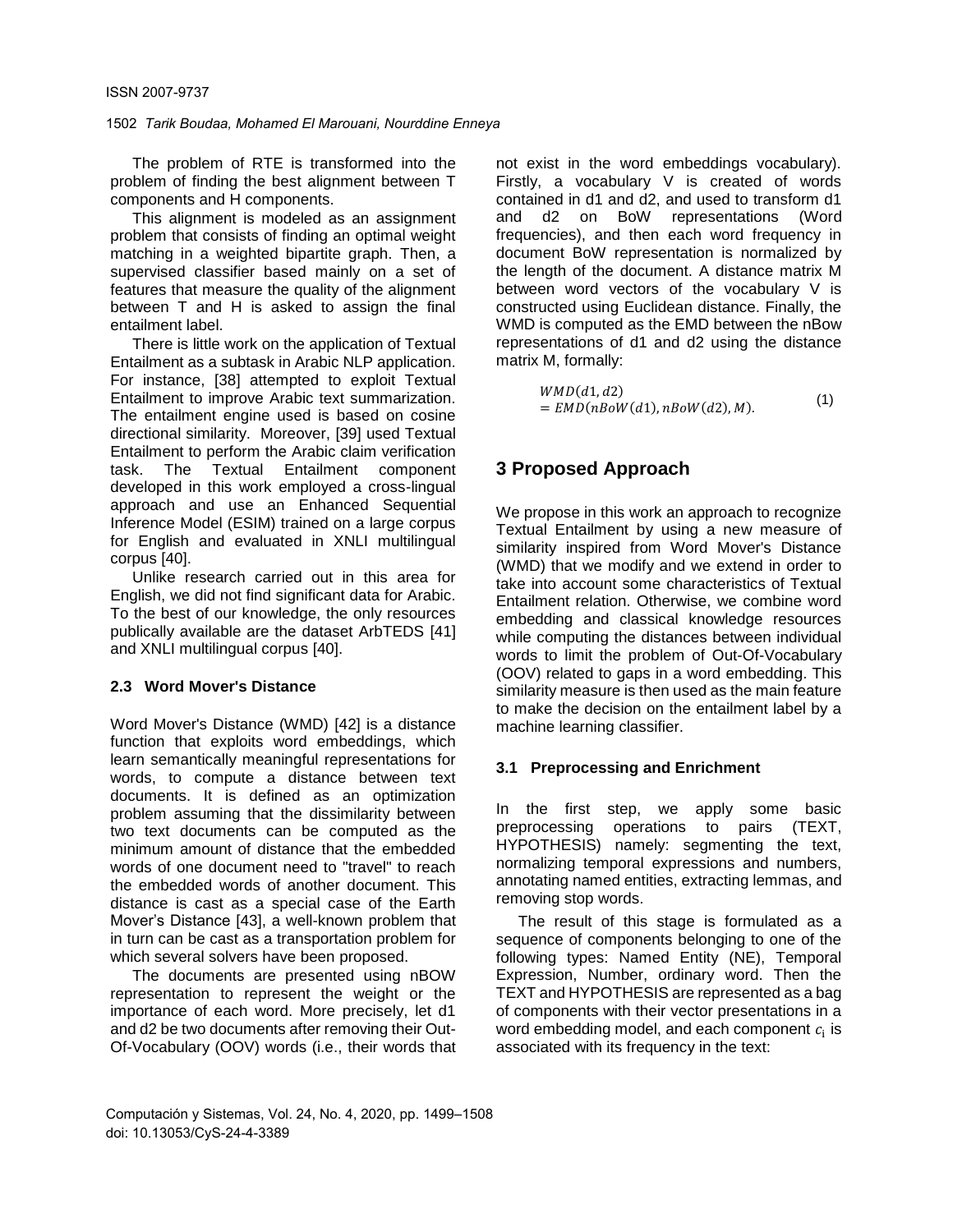The problem of RTE is transformed into the problem of finding the best alignment between T components and H components.

This alignment is modeled as an assignment problem that consists of finding an optimal weight matching in a weighted bipartite graph. Then, a supervised classifier based mainly on a set of features that measure the quality of the alignment between T and H is asked to assign the final entailment label.

There is little work on the application of Textual Entailment as a subtask in Arabic NLP application. For instance, [38] attempted to exploit Textual Entailment to improve Arabic text summarization. The entailment engine used is based on cosine directional similarity. Moreover, [39] used Textual Entailment to perform the Arabic claim verification task. The Textual Entailment component developed in this work employed a cross-lingual approach and use an Enhanced Sequential Inference Model (ESIM) trained on a large corpus for English and evaluated in XNLI multilingual corpus [40].

Unlike research carried out in this area for English, we did not find significant data for Arabic. To the best of our knowledge, the only resources publically available are the dataset ArbTEDS [41] and XNLI multilingual corpus [40].

### 2.3 Word Mover's Distance

Word Mover's Distance (WMD) [42] is a distance function that exploits word embeddings, which learn semantically meaningful representations for words, to compute a distance between text documents. It is defined as an optimization problem assuming that the dissimilarity between two text documents can be computed as the minimum amount of distance that the embedded words of one document need to "travel" to reach the embedded words of another document. This distance is cast as a special case of the Earth Mover's Distance [43], a well-known problem that in turn can be cast as a transportation problem for which several solvers have been proposed.

The documents are presented using nBOW representation to represent the weight or the importance of each word. More precisely, let d1 and d2 be two documents after removing their Out-Of-Vocabulary (OOV) words (i.e., their words that not exist in the word embeddings vocabulary). Firstly, a vocabulary V is created of words contained in d1 and d2, and used to transform d1 and d2 on BoW representations (Word frequencies), and then each word frequency in document BoW representation is normalized by the length of the document. A distance matrix M between word vectors of the vocabulary V is constructed using Euclidean distance. Finally, the WMD is computed as the EMD between the nBow representations of d1 and d2 using the distance matrix M, formally:

$$WMD(d1, d2) = EMD(nBoW(d1), nBoW(d2), M). \tag{1}$$

## 3 Proposed Approach

We propose in this work an approach to recognize Textual Entailment by using a new measure of similarity inspired from Word Mover's Distance (WMD) that we modify and we extend in order to take into account some characteristics of Textual Entailment relation. Otherwise, we combine word embedding and classical knowledge resources while computing the distances between individual words to limit the problem of Out-Of-Vocabulary (OOV) related to gaps in a word embedding. This similarity measure is then used as the main feature to make the decision on the entailment label by a machine learning classifier.

### 3.1 Preprocessing and Enrichment

In the first step, we apply some basic preprocessing operations to pairs (TEXT, HYPOTHESIS) namely: segmenting the text, normalizing temporal expressions and numbers, annotating named entities, extracting lemmas, and removing stop words.

The result of this stage is formulated as a sequence of components belonging to one of the following types: Named Entity (NE), Temporal Expression, Number, ordinary word. Then the TEXT and HYPOTHESIS are represented as a bag of components with their vector presentations in a word embedding model, and each component $c_i$ is associated with its frequency in the text: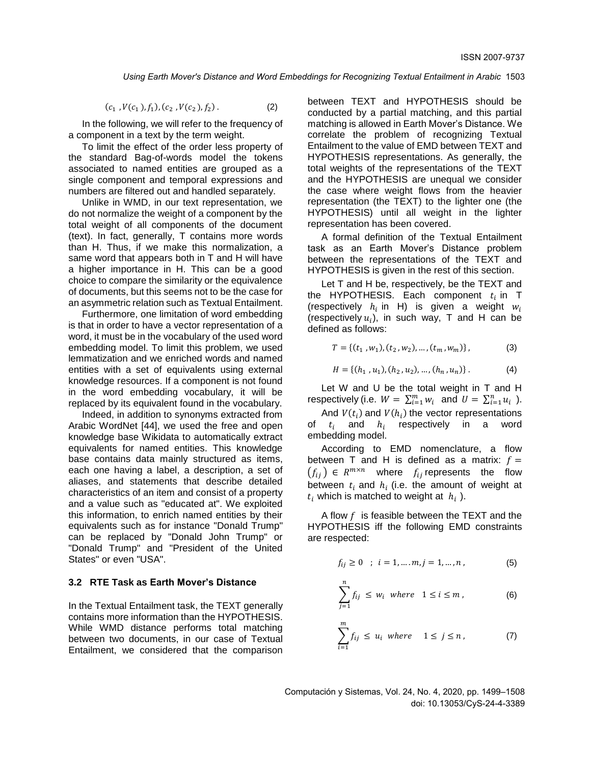$$(c_1 , V(c_1), f_1), (c_2 , V(c_2), f_2) . \quad (2)$$

In the following, we will refer to the frequency of a component in a text by the term weight.

To limit the effect of the order less property of the standard Bag-of-words model the tokens associated to named entities are grouped as a single component and temporal expressions and numbers are filtered out and handled separately.

Unlike in WMD, in our text representation, we do not normalize the weight of a component by the total weight of all components of the document (text). In fact, generally, T contains more words than H. Thus, if we make this normalization, a same word that appears both in T and H will have a higher importance in H. This can be a good choice to compare the similarity or the equivalence of documents, but this seems not to be the case for an asymmetric relation such as Textual Entailment.

Furthermore, one limitation of word embedding is that in order to have a vector representation of a word, it must be in the vocabulary of the used word embedding model. To limit this problem, we used lemmatization and we enriched words and named entities with a set of equivalents using external knowledge resources. If a component is not found in the word embedding vocabulary, it will be replaced by its equivalent found in the vocabulary.

Indeed, in addition to synonyms extracted from Arabic WordNet [44], we used the free and open knowledge base Wikidata to automatically extract equivalents for named entities. This knowledge base contains data mainly structured as items, each one having a label, a description, a set of aliases, and statements that describe detailed characteristics of an item and consist of a property and a value such as "educated at". We exploited this information, to enrich named entities by their equivalents such as for instance "Donald Trump" can be replaced by "Donald John Trump" or "Donald Trump" and "President of the United States" or even "USA".

### 3.2 RTE Task as Earth Mover's Distance

In the Textual Entailment task, the TEXT generally contains more information than the HYPOTHESIS. While WMD distance performs total matching between two documents, in our case of Textual Entailment, we considered that the comparison between TEXT and HYPOTHESIS should be conducted by a partial matching, and this partial matching is allowed in Earth Mover's Distance. We correlate the problem of recognizing Textual Entailment to the value of EMD between TEXT and HYPOTHESIS representations. As generally, the total weights of the representations of the TEXT and the HYPOTHESIS are unequal we consider the case where weight flows from the heavier representation (the TEXT) to the lighter one (the HYPOTHESIS) until all weight in the lighter representation has been covered.

A formal definition of the Textual Entailment task as an Earth Mover's Distance problem between the representations of the TEXT and HYPOTHESIS is given in the rest of this section.

Let T and H be, respectively, be the TEXT and the HYPOTHESIS. Each component $t_i$ in T (respectively $h_i$ in H) is given a weight $w_i$ (respectively $u_i$), in such way, T and H can be defined as follows:

$$T = \{(t_1 , w_1), (t_2 , w_2), \ldots , (t_m , w_m)\} , \quad (3)$$

$$H = \{(h_1 , u_1), (h_2 , u_2), \ldots , (h_n , u_n)\} . \quad (4)$$

Let W and U be the total weight in T and H respectively (i.e. $W = \sum_{i=1}^{m} w_i$ and $U = \sum_{i=1}^{n} u_i$ ).

And $V(t_i)$ and $V(h_i)$ the vector representations of $t_i$ and $h_i$ respectively in a word embedding model.

According to EMD nomenclature, a flow between T and H is defined as a matrix: $f = (f_{ij}) \in R^{m \times n}$ where $f_{ij}$ represents the flow between $t_i$ and $h_i$ (i.e. the amount of weight at $t_i$ which is matched to weight at $h_i$ ).

A flow $f$ is feasible between the TEXT and the HYPOTHESIS iff the following EMD constraints are respected:

$$f_{ij} \geq 0 \quad ; \quad i = 1, \ldots . m, j = 1, \ldots , n , \quad (5)$$

$$\sum_{j=1}^{n} f_{ij} \leq w_i \quad where \quad 1 \leq i \leq m , \quad (6)$$

$$\sum_{i=1}^{m} f_{ij} \leq u_i \quad where \quad 1 \leq j \leq n , \quad (7)$$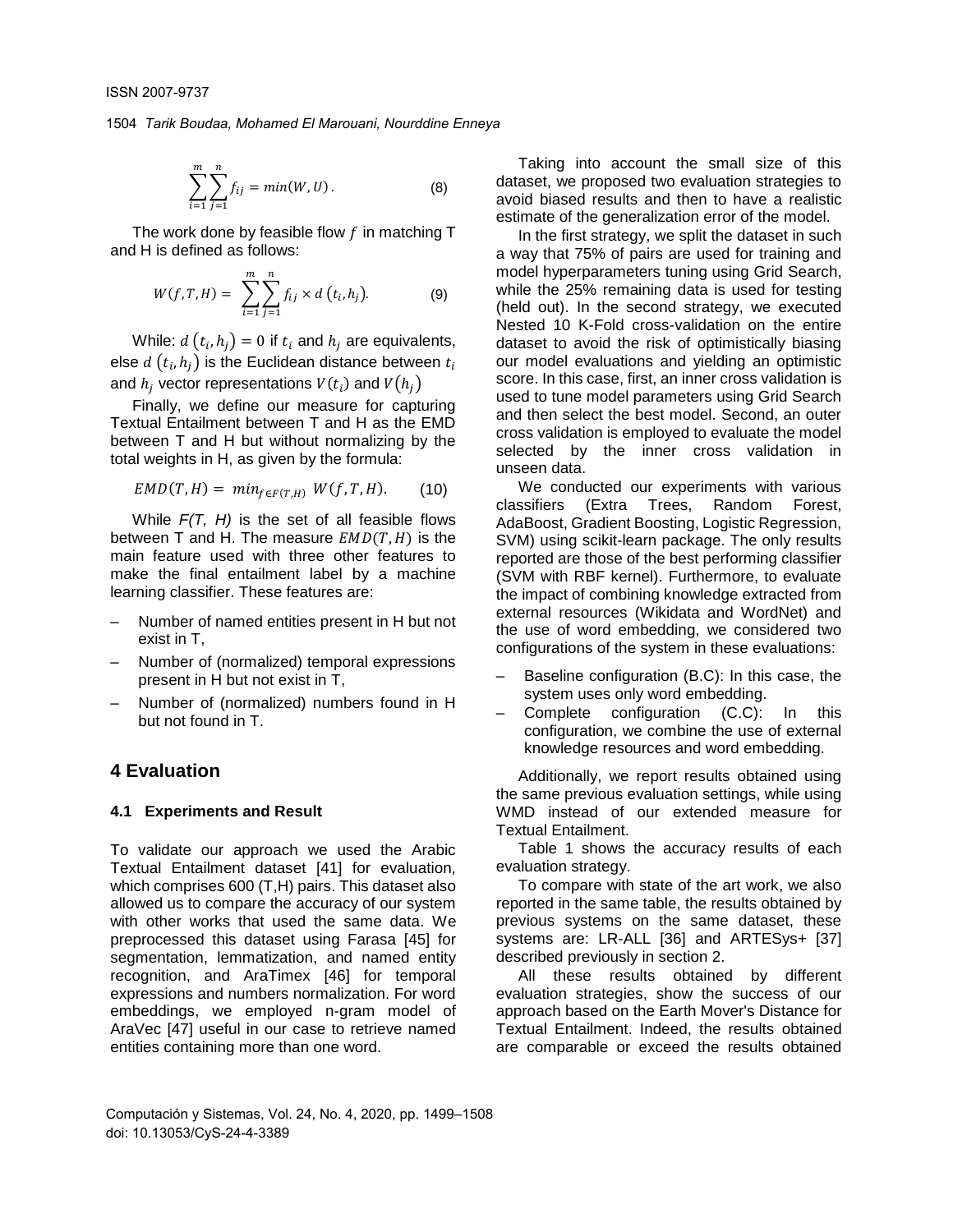$$\sum_{i=1}^{m}\sum_{j=1}^{n} f_{ij} = min(W, U) . \quad (8)$$

The work done by feasible flow $f$ in matching T and H is defined as follows:

$$W(f, T, H) = \sum_{i=1}^{m}\sum_{j=1}^{n} f_{ij} \times d\left(t_i, h_j\right). \quad (9)$$

While: $d\left(t_i, h_j\right) = 0$ if $t_i$ and $h_j$ are equivalents, else $d\left(t_i, h_j\right)$ is the Euclidean distance between $t_i$ and $h_j$ vector representations $V(t_i)$ and $V\left(h_j\right)$

Finally, we define our measure for capturing Textual Entailment between T and H as the EMD between T and H but without normalizing by the total weights in H, as given by the formula:

$$EMD(T, H) = min_{f \in F(T,H)} W(f, T, H). \quad (10)$$

While *F(T, H)* is the set of all feasible flows between T and H. The measure $EMD(T, H)$ is the main feature used with three other features to make the final entailment label by a machine learning classifier. These features are:

- Number of named entities present in H but not exist in T,
- Number of (normalized) temporal expressions present in H but not exist in T,
- Number of (normalized) numbers found in H but not found in T.

## 4 Evaluation

### 4.1 Experiments and Result

To validate our approach we used the Arabic Textual Entailment dataset [41] for evaluation, which comprises 600 (T,H) pairs. This dataset also allowed us to compare the accuracy of our system with other works that used the same data. We preprocessed this dataset using Farasa [45] for segmentation, lemmatization, and named entity recognition, and AraTimex [46] for temporal expressions and numbers normalization. For word embeddings, we employed n-gram model of AraVec [47] useful in our case to retrieve named entities containing more than one word.

Taking into account the small size of this dataset, we proposed two evaluation strategies to avoid biased results and then to have a realistic estimate of the generalization error of the model.

In the first strategy, we split the dataset in such a way that 75% of pairs are used for training and model hyperparameters tuning using Grid Search, while the 25% remaining data is used for testing (held out). In the second strategy, we executed Nested 10 K-Fold cross-validation on the entire dataset to avoid the risk of optimistically biasing our model evaluations and yielding an optimistic score. In this case, first, an inner cross validation is used to tune model parameters using Grid Search and then select the best model. Second, an outer cross validation is employed to evaluate the model selected by the inner cross validation in unseen data.

We conducted our experiments with various classifiers (Extra Trees, Random Forest, AdaBoost, Gradient Boosting, Logistic Regression, SVM) using scikit-learn package. The only results reported are those of the best performing classifier (SVM with RBF kernel). Furthermore, to evaluate the impact of combining knowledge extracted from external resources (Wikidata and WordNet) and the use of word embedding, we considered two configurations of the system in these evaluations:

- Baseline configuration (B.C): In this case, the system uses only word embedding.
- Complete configuration (C.C): In this configuration, we combine the use of external knowledge resources and word embedding.

Additionally, we report results obtained using the same previous evaluation settings, while using WMD instead of our extended measure for Textual Entailment.

Table 1 shows the accuracy results of each evaluation strategy.

To compare with state of the art work, we also reported in the same table, the results obtained by previous systems on the same dataset, these systems are: LR-ALL [36] and ARTESys+ [37] described previously in section 2.

All these results obtained by different evaluation strategies, show the success of our approach based on the Earth Mover's Distance for Textual Entailment. Indeed, the results obtained are comparable or exceed the results obtained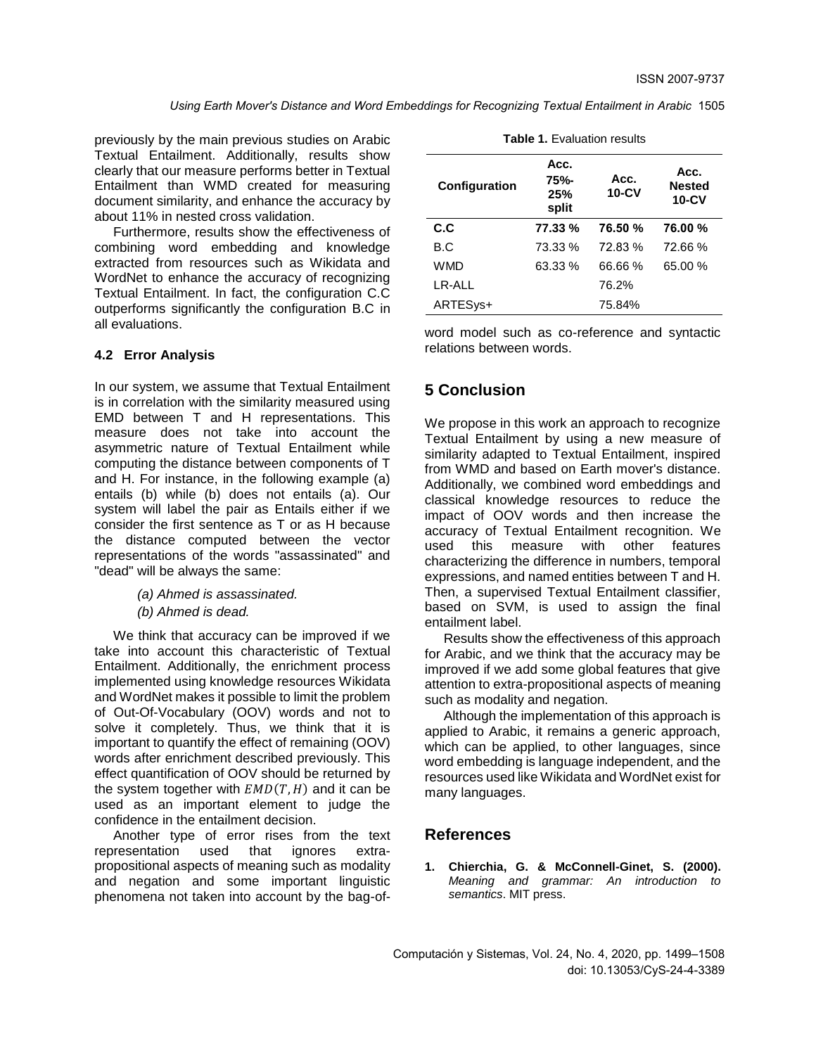previously by the main previous studies on Arabic Textual Entailment. Additionally, results show clearly that our measure performs better in Textual Entailment than WMD created for measuring document similarity, and enhance the accuracy by about 11% in nested cross validation.

Furthermore, results show the effectiveness of combining word embedding and knowledge extracted from resources such as Wikidata and WordNet to enhance the accuracy of recognizing Textual Entailment. In fact, the configuration C.C outperforms significantly the configuration B.C in all evaluations.

**Table 1.** Evaluation results

| Configuration | Acc. 75%-25% split | Acc. 10-CV | Acc. Nested 10-CV |
|---|---|---|---|
| **C.C** | **77.33 %** | **76.50 %** | **76.00 %** |
| B.C | 73.33 % | 72.83 % | 72.66 % |
| WMD | 63.33 % | 66.66 % | 65.00 % |
| LR-ALL | | 76.2% | |
| ARTESys+ | | 75.84% | |

### 4.2 Error Analysis

In our system, we assume that Textual Entailment is in correlation with the similarity measured using EMD between T and H representations. This measure does not take into account the asymmetric nature of Textual Entailment while computing the distance between components of T and H. For instance, in the following example (a) entails (b) while (b) does not entails (a). Our system will label the pair as Entails either if we consider the first sentence as T or as H because the distance computed between the vector representations of the words "assassinated" and "dead" will be always the same:

*(a) Ahmed is assassinated.*

*(b) Ahmed is dead.*

We think that accuracy can be improved if we take into account this characteristic of Textual Entailment. Additionally, the enrichment process implemented using knowledge resources Wikidata and WordNet makes it possible to limit the problem of Out-Of-Vocabulary (OOV) words and not to solve it completely. Thus, we think that it is important to quantify the effect of remaining (OOV) words after enrichment described previously. This effect quantification of OOV should be returned by the system together with $EMD(T, H)$ and it can be used as an important element to judge the confidence in the entailment decision.

Another type of error rises from the text representation used that ignores extra-propositional aspects of meaning such as modality and negation and some important linguistic phenomena not taken into account by the bag-of-word model such as co-reference and syntactic relations between words.

## 5 Conclusion

We propose in this work an approach to recognize Textual Entailment by using a new measure of similarity adapted to Textual Entailment, inspired from WMD and based on Earth mover's distance. Additionally, we combined word embeddings and classical knowledge resources to reduce the impact of OOV words and then increase the accuracy of Textual Entailment recognition. We used this measure with other features characterizing the difference in numbers, temporal expressions, and named entities between T and H. Then, a supervised Textual Entailment classifier, based on SVM, is used to assign the final entailment label.

Results show the effectiveness of this approach for Arabic, and we think that the accuracy may be improved if we add some global features that give attention to extra-propositional aspects of meaning such as modality and negation.

Although the implementation of this approach is applied to Arabic, it remains a generic approach, which can be applied, to other languages, since word embedding is language independent, and the resources used like Wikidata and WordNet exist for many languages.

## References

1. **Chierchia, G. & McConnell-Ginet, S. (2000).** *Meaning and grammar: An introduction to semantics*. MIT press.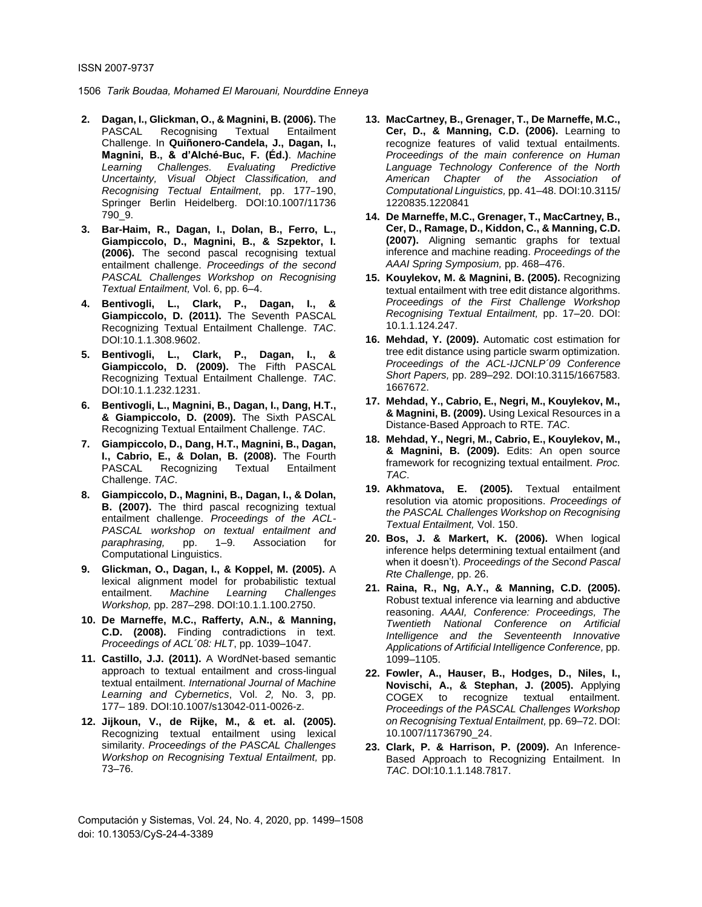2. **Dagan, I., Glickman, O., & Magnini, B. (2006).** The PASCAL Recognising Textual Entailment Challenge. In **Quiñonero-Candela, J., Dagan, I., Magnini, B., & d'Alché-Buc, F. (Éd.)**. *Machine Learning Challenges. Evaluating Predictive Uncertainty, Visual Object Classification, and Recognising Tectual Entailment,* pp. 177–190, Springer Berlin Heidelberg. DOI:10.1007/11736 790_9.

3. **Bar-Haim, R., Dagan, I., Dolan, B., Ferro, L., Giampiccolo, D., Magnini, B., & Szpektor, I. (2006).** The second pascal recognising textual entailment challenge. *Proceedings of the second PASCAL Challenges Workshop on Recognising Textual Entailment,* Vol. 6, pp. 6–4.

4. **Bentivogli, L., Clark, P., Dagan, I., & Giampiccolo, D. (2011).** The Seventh PASCAL Recognizing Textual Entailment Challenge. *TAC*. DOI:10.1.1.308.9602.

5. **Bentivogli, L., Clark, P., Dagan, I., & Giampiccolo, D. (2009).** The Fifth PASCAL Recognizing Textual Entailment Challenge. *TAC*. DOI:10.1.1.232.1231.

6. **Bentivogli, L., Magnini, B., Dagan, I., Dang, H.T., & Giampiccolo, D. (2009).** The Sixth PASCAL Recognizing Textual Entailment Challenge. *TAC*.

7. **Giampiccolo, D., Dang, H.T., Magnini, B., Dagan, I., Cabrio, E., & Dolan, B. (2008).** The Fourth PASCAL Recognizing Textual Entailment Challenge. *TAC*.

8. **Giampiccolo, D., Magnini, B., Dagan, I., & Dolan, B. (2007).** The third pascal recognizing textual entailment challenge. *Proceedings of the ACL-PASCAL workshop on textual entailment and paraphrasing,* pp. 1–9. Association for Computational Linguistics.

9. **Glickman, O., Dagan, I., & Koppel, M. (2005).** A lexical alignment model for probabilistic textual entailment. *Machine Learning Challenges Workshop,* pp. 287–298. DOI:10.1.1.100.2750.

10. **De Marneffe, M.C., Rafferty, A.N., & Manning, C.D. (2008).** Finding contradictions in text. *Proceedings of ACL´08: HLT*, pp. 1039–1047.

11. **Castillo, J.J. (2011).** A WordNet-based semantic approach to textual entailment and cross-lingual textual entailment. *International Journal of Machine Learning and Cybernetics*, Vol. *2,* No. 3, pp. 177– 189. DOI:10.1007/s13042-011-0026-z.

12. **Jijkoun, V., de Rijke, M., & et. al. (2005).** Recognizing textual entailment using lexical similarity. *Proceedings of the PASCAL Challenges Workshop on Recognising Textual Entailment,* pp. 73–76.

13. **MacCartney, B., Grenager, T., De Marneffe, M.C., Cer, D., & Manning, C.D. (2006).** Learning to recognize features of valid textual entailments. *Proceedings of the main conference on Human Language Technology Conference of the North American Chapter of the Association of Computational Linguistics,* pp. 41–48. DOI:10.3115/ 1220835.1220841

14. **De Marneffe, M.C., Grenager, T., MacCartney, B., Cer, D., Ramage, D., Kiddon, C., & Manning, C.D. (2007).** Aligning semantic graphs for textual inference and machine reading. *Proceedings of the AAAI Spring Symposium,* pp. 468–476.

15. **Kouylekov, M. & Magnini, B. (2005).** Recognizing textual entailment with tree edit distance algorithms. *Proceedings of the First Challenge Workshop Recognising Textual Entailment,* pp. 17–20. DOI: 10.1.1.124.247.

16. **Mehdad, Y. (2009).** Automatic cost estimation for tree edit distance using particle swarm optimization. *Proceedings of the ACL-IJCNLP´09 Conference Short Papers,* pp. 289–292. DOI:10.3115/1667583. 1667672.

17. **Mehdad, Y., Cabrio, E., Negri, M., Kouylekov, M., & Magnini, B. (2009).** Using Lexical Resources in a Distance-Based Approach to RTE. *TAC*.

18. **Mehdad, Y., Negri, M., Cabrio, E., Kouylekov, M., & Magnini, B. (2009).** Edits: An open source framework for recognizing textual entailment. *Proc. TAC*.

19. **Akhmatova, E. (2005).** Textual entailment resolution via atomic propositions. *Proceedings of the PASCAL Challenges Workshop on Recognising Textual Entailment,* Vol. 150.

20. **Bos, J. & Markert, K. (2006).** When logical inference helps determining textual entailment (and when it doesn't). *Proceedings of the Second Pascal Rte Challenge,* pp. 26.

21. **Raina, R., Ng, A.Y., & Manning, C.D. (2005).** Robust textual inference via learning and abductive reasoning. *AAAI, Conference: Proceedings, The Twentieth National Conference on Artificial Intelligence and the Seventeenth Innovative Applications of Artificial Intelligence Conference,* pp. 1099–1105.

22. **Fowler, A., Hauser, B., Hodges, D., Niles, I., Novischi, A., & Stephan, J. (2005).** Applying COGEX to recognize textual entailment. *Proceedings of the PASCAL Challenges Workshop on Recognising Textual Entailment,* pp. 69–72. DOI: 10.1007/11736790_24.

23. **Clark, P. & Harrison, P. (2009).** An Inference-Based Approach to Recognizing Entailment. In *TAC*. DOI:10.1.1.148.7817.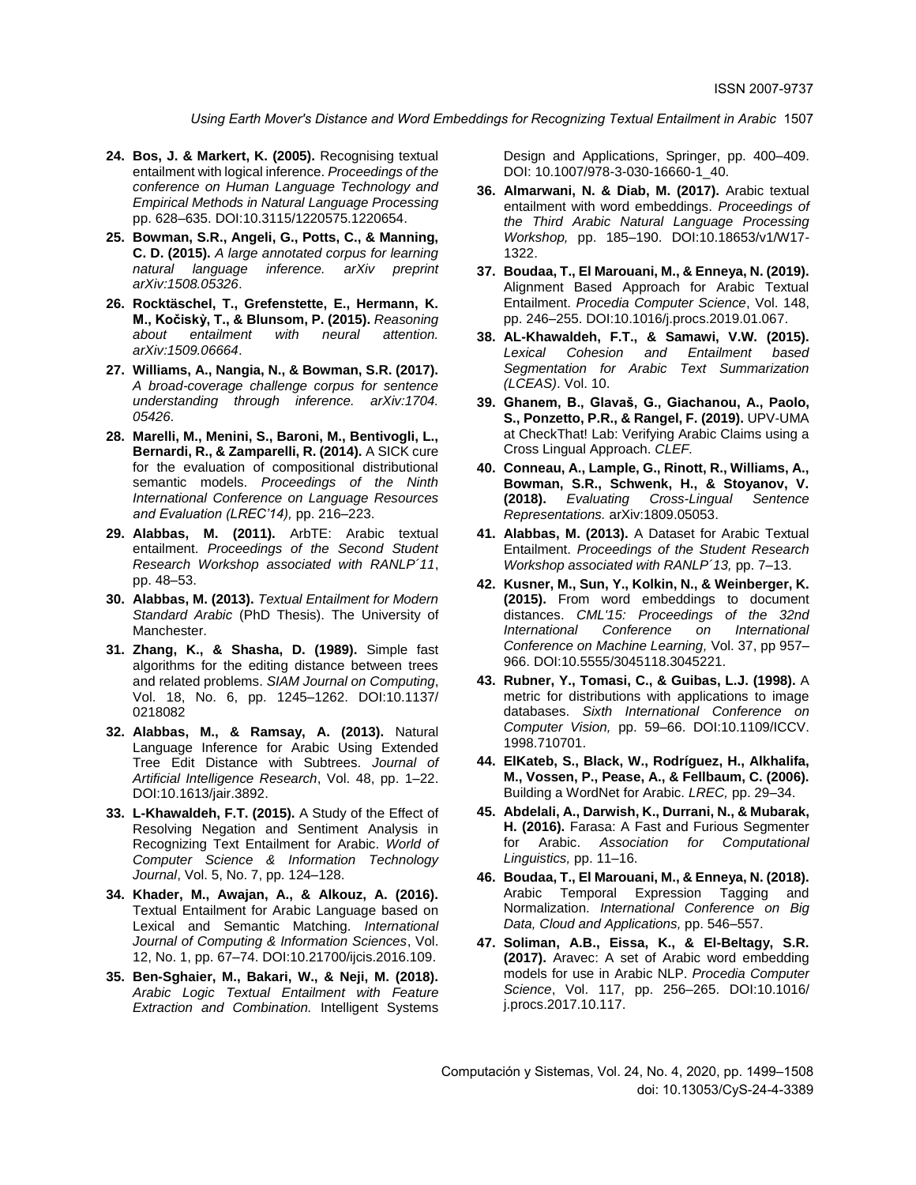24. **Bos, J. & Markert, K. (2005).** Recognising textual entailment with logical inference. *Proceedings of the conference on Human Language Technology and Empirical Methods in Natural Language Processing* pp. 628–635. DOI:10.3115/1220575.1220654.

25. **Bowman, S.R., Angeli, G., Potts, C., & Manning, C. D. (2015).** *A large annotated corpus for learning natural language inference. arXiv preprint arXiv:1508.05326*.

26. **Rocktäschel, T., Grefenstette, E., Hermann, K. M., Kočiskỳ, T., & Blunsom, P. (2015).** *Reasoning about entailment with neural attention. arXiv:1509.06664*.

27. **Williams, A., Nangia, N., & Bowman, S.R. (2017).** *A broad-coverage challenge corpus for sentence understanding through inference. arXiv:1704. 05426*.

28. **Marelli, M., Menini, S., Baroni, M., Bentivogli, L., Bernardi, R., & Zamparelli, R. (2014).** A SICK cure for the evaluation of compositional distributional semantic models. *Proceedings of the Ninth International Conference on Language Resources and Evaluation (LREC'14),* pp. 216–223.

29. **Alabbas, M. (2011).** ArbTE: Arabic textual entailment. *Proceedings of the Second Student Research Workshop associated with RANLP´11*, pp. 48–53.

30. **Alabbas, M. (2013).** *Textual Entailment for Modern Standard Arabic* (PhD Thesis). The University of Manchester.

31. **Zhang, K., & Shasha, D. (1989).** Simple fast algorithms for the editing distance between trees and related problems. *SIAM Journal on Computing*, Vol. 18, No. 6, pp. 1245–1262. DOI:10.1137/ 0218082

32. **Alabbas, M., & Ramsay, A. (2013).** Natural Language Inference for Arabic Using Extended Tree Edit Distance with Subtrees. *Journal of Artificial Intelligence Research*, Vol. 48, pp. 1–22. DOI:10.1613/jair.3892.

33. **L-Khawaldeh, F.T. (2015).** A Study of the Effect of Resolving Negation and Sentiment Analysis in Recognizing Text Entailment for Arabic. *World of Computer Science & Information Technology Journal*, Vol. 5, No. 7, pp. 124–128.

34. **Khader, M., Awajan, A., & Alkouz, A. (2016).** Textual Entailment for Arabic Language based on Lexical and Semantic Matching. *International Journal of Computing & Information Sciences*, Vol. 12, No. 1, pp. 67–74. DOI:10.21700/ijcis.2016.109.

35. **Ben-Sghaier, M., Bakari, W., & Neji, M. (2018).** *Arabic Logic Textual Entailment with Feature Extraction and Combination.* Intelligent Systems Design and Applications, Springer, pp. 400–409. DOI: 10.1007/978-3-030-16660-1_40.

36. **Almarwani, N. & Diab, M. (2017).** Arabic textual entailment with word embeddings. *Proceedings of the Third Arabic Natural Language Processing Workshop,* pp. 185–190. DOI:10.18653/v1/W17-1322.

37. **Boudaa, T., El Marouani, M., & Enneya, N. (2019).** Alignment Based Approach for Arabic Textual Entailment. *Procedia Computer Science*, Vol. 148, pp. 246–255. DOI:10.1016/j.procs.2019.01.067.

38. **AL-Khawaldeh, F.T., & Samawi, V.W. (2015).** *Lexical Cohesion and Entailment based Segmentation for Arabic Text Summarization (LCEAS)*. Vol. 10.

39. **Ghanem, B., Glavaš, G., Giachanou, A., Paolo, S., Ponzetto, P.R., & Rangel, F. (2019).** UPV-UMA at CheckThat! Lab: Verifying Arabic Claims using a Cross Lingual Approach. *CLEF.*

40. **Conneau, A., Lample, G., Rinott, R., Williams, A., Bowman, S.R., Schwenk, H., & Stoyanov, V. (2018).** *Evaluating Cross-Lingual Sentence Representations.* arXiv:1809.05053.

41. **Alabbas, M. (2013).** A Dataset for Arabic Textual Entailment. *Proceedings of the Student Research Workshop associated with RANLP´13,* pp. 7–13.

42. **Kusner, M., Sun, Y., Kolkin, N., & Weinberger, K. (2015).** From word embeddings to document distances. *CML'15: Proceedings of the 32nd International Conference on International Conference on Machine Learning,* Vol. 37, pp 957–966. DOI:10.5555/3045118.3045221.

43. **Rubner, Y., Tomasi, C., & Guibas, L.J. (1998).** A metric for distributions with applications to image databases. *Sixth International Conference on Computer Vision,* pp. 59–66. DOI:10.1109/ICCV. 1998.710701.

44. **ElKateb, S., Black, W., Rodríguez, H., Alkhalifa, M., Vossen, P., Pease, A., & Fellbaum, C. (2006).** Building a WordNet for Arabic. *LREC,* pp. 29–34.

45. **Abdelali, A., Darwish, K., Durrani, N., & Mubarak, H. (2016).** Farasa: A Fast and Furious Segmenter for Arabic. *Association for Computational Linguistics,* pp. 11–16.

46. **Boudaa, T., El Marouani, M., & Enneya, N. (2018).** Arabic Temporal Expression Tagging and Normalization. *International Conference on Big Data, Cloud and Applications,* pp. 546–557.

47. **Soliman, A.B., Eissa, K., & El-Beltagy, S.R. (2017).** Aravec: A set of Arabic word embedding models for use in Arabic NLP. *Procedia Computer Science*, Vol. 117, pp. 256–265. DOI:10.1016/ j.procs.2017.10.117.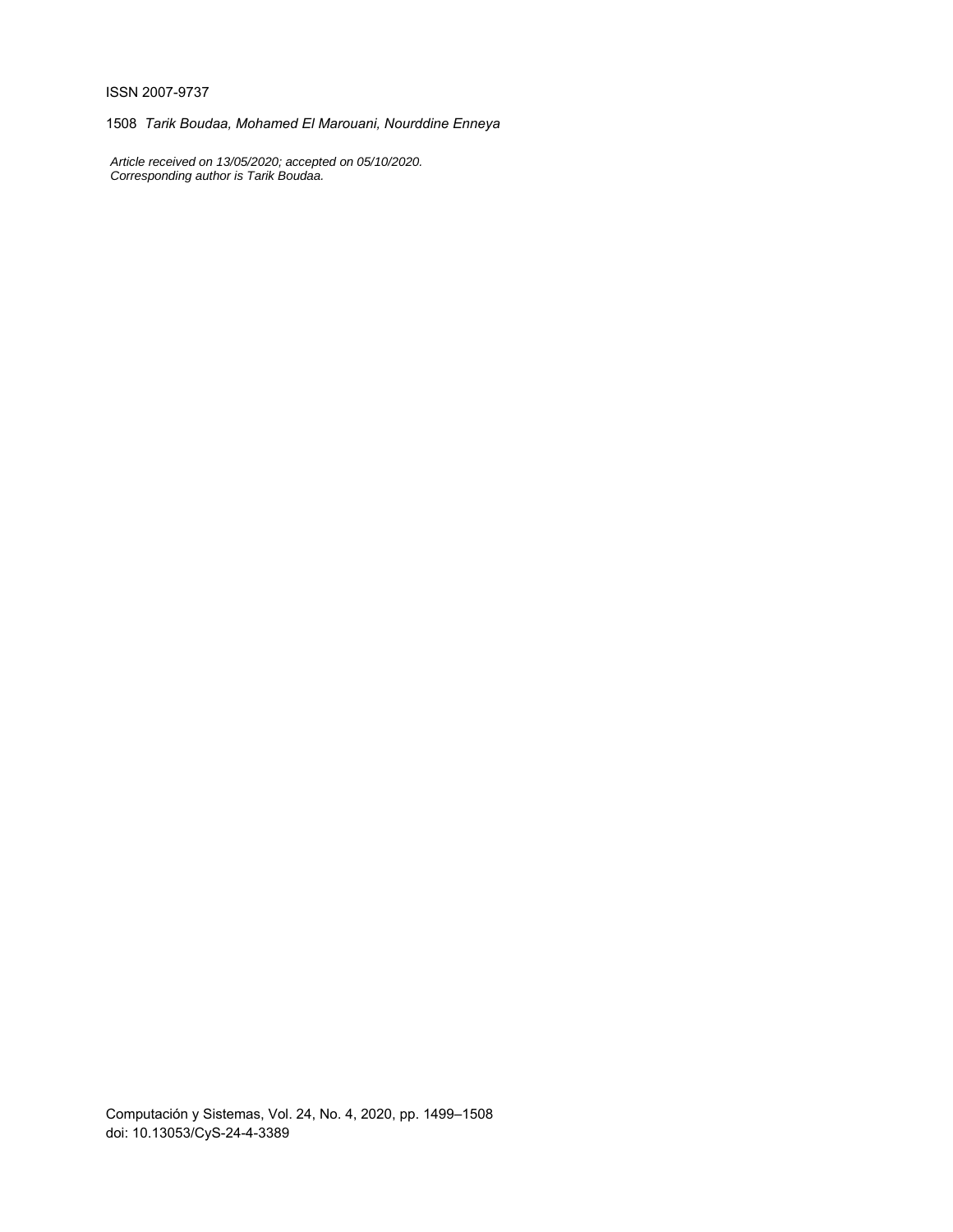*Article received on 13/05/2020; accepted on 05/10/2020.*
*Corresponding author is Tarik Boudaa.*